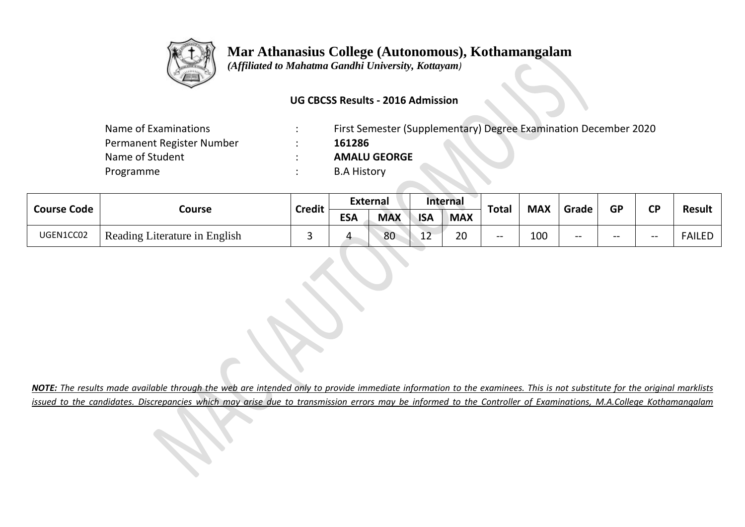# Mar Athanasius College (Autonomous), Kothamangalam

*(Affiliated to Mahatma Gandhi University, Kottayam)*

**UG CBCSS Results - 2016 Admission**

| | | |
|---|---|---|
| Name of Examinations | : | First Semester (Supplementary) Degree Examination December 2020 |
| Permanent Register Number | : | **161286** |
| Name of Student | : | **AMALU GEORGE** |
| Programme | : | B.A History |

| Course Code | Course | Credit | External | | Internal | | Total | MAX | Grade | GP | CP | Result |
|---|---|---|---|---|---|---|---|---|---|---|---|---|
| | | | ESA | MAX | ISA | MAX | | | | | | |
| UGEN1CC02 | Reading Literature in English | 3 | 4 | 80 | 12 | 20 | -- | 100 | -- | -- | -- | FAILED |

***NOTE:*** *The results made available through the web are intended only to provide immediate information to the examinees. This is not substitute for the original marklists issued to the candidates. Discrepancies which may arise due to transmission errors may be informed to the Controller of Examinations, M.A.College Kothamangalam*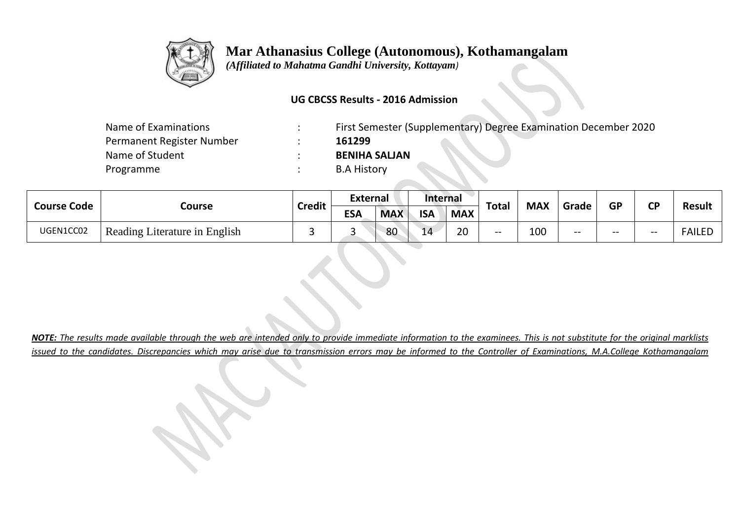# Mar Athanasius College (Autonomous), Kothamangalam

*(Affiliated to Mahatma Gandhi University, Kottayam)*

**UG CBCSS Results - 2016 Admission**

| | | |
|---|---|---|
| Name of Examinations | : | First Semester (Supplementary) Degree Examination December 2020 |
| Permanent Register Number | : | **161299** |
| Name of Student | : | **BENIHA SALJAN** |
| Programme | : | B.A History |

| Course Code | Course | Credit | External | | Internal | | Total | MAX | Grade | GP | CP | Result |
|---|---|---|---|---|---|---|---|---|---|---|---|---|
| | | | ESA | MAX | ISA | MAX | | | | | | |
| UGEN1CC02 | Reading Literature in English | 3 | 3 | 80 | 14 | 20 | -- | 100 | -- | -- | -- | FAILED |

***NOTE:** The results made available through the web are intended only to provide immediate information to the examinees. This is not substitute for the original marklists issued to the candidates. Discrepancies which may arise due to transmission errors may be informed to the Controller of Examinations, M.A.College Kothamangalam*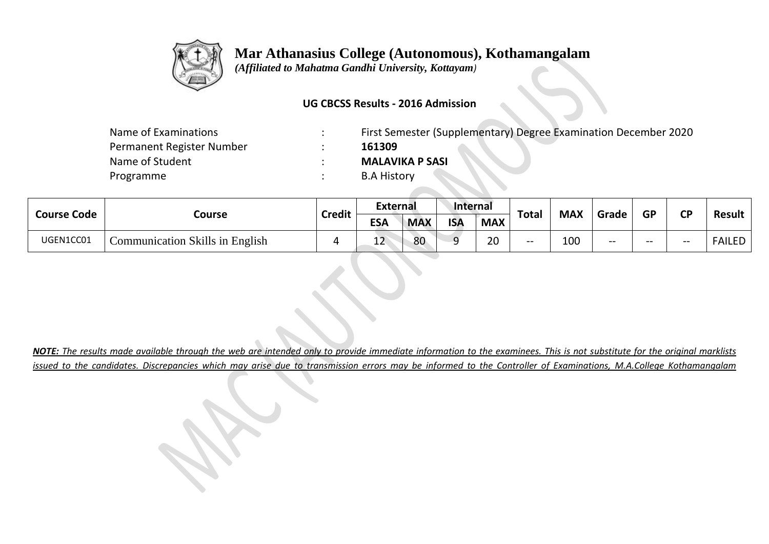# Mar Athanasius College (Autonomous), Kothamangalam

*(Affiliated to Mahatma Gandhi University, Kottayam)*

**UG CBCSS Results - 2016 Admission**

| | | |
|---|---|---|
| Name of Examinations | : | First Semester (Supplementary) Degree Examination December 2020 |
| Permanent Register Number | : | **161309** |
| Name of Student | : | **MALAVIKA P SASI** |
| Programme | : | B.A History |

| Course Code | Course | Credit | External | | Internal | | Total | MAX | Grade | GP | CP | Result |
|---|---|---|---|---|---|---|---|---|---|---|---|---|
| | | | ESA | MAX | ISA | MAX | | | | | | |
| UGEN1CC01 | Communication Skills in English | 4 | 12 | 80 | 9 | 20 | -- | 100 | -- | -- | -- | FAILED |

***NOTE:** The results made available through the web are intended only to provide immediate information to the examinees. This is not substitute for the original marklists issued to the candidates. Discrepancies which may arise due to transmission errors may be informed to the Controller of Examinations, M.A.College Kothamangalam*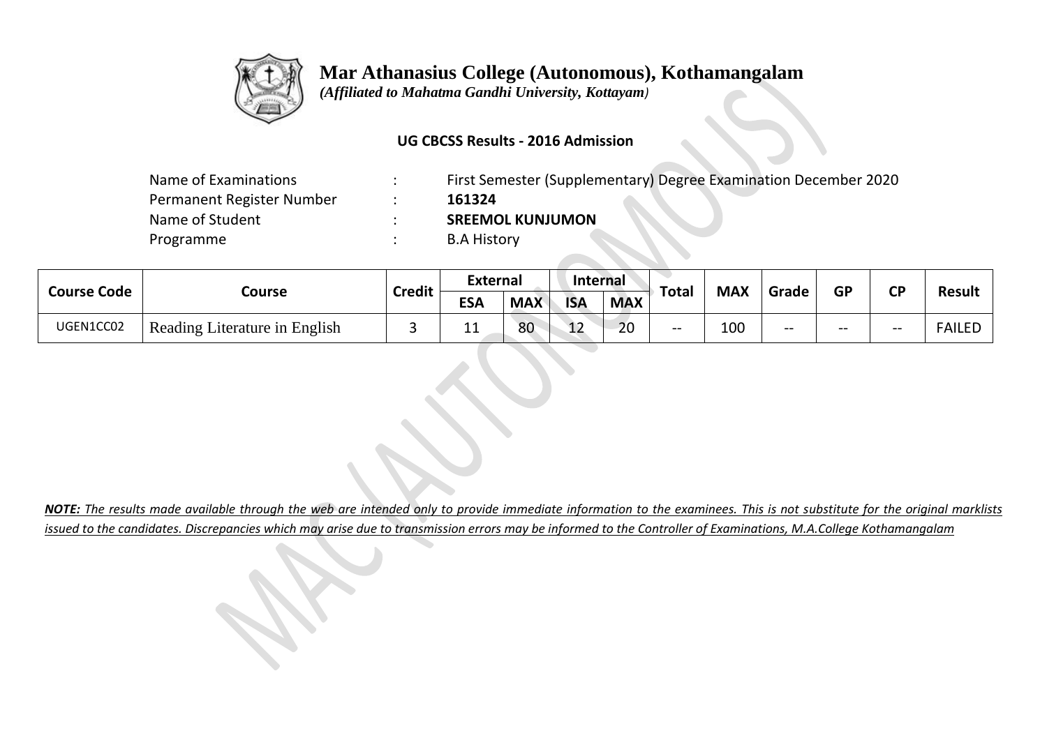# Mar Athanasius College (Autonomous), Kothamangalam

*(Affiliated to Mahatma Gandhi University, Kottayam)*

**UG CBCSS Results - 2016 Admission**

| | | |
|---|---|---|
| Name of Examinations | : | First Semester (Supplementary) Degree Examination December 2020 |
| Permanent Register Number | : | **161324** |
| Name of Student | : | **SREEMOL KUNJUMON** |
| Programme | : | B.A History |

| Course Code | Course | Credit | External | | Internal | | Total | MAX | Grade | GP | CP | Result |
|---|---|---|---|---|---|---|---|---|---|---|---|---|
| | | | ESA | MAX | ISA | MAX | | | | | | |
| UGEN1CC02 | Reading Literature in English | 3 | 11 | 80 | 12 | 20 | -- | 100 | -- | -- | -- | FAILED |

***NOTE:** The results made available through the web are intended only to provide immediate information to the examinees. This is not substitute for the original marklists issued to the candidates. Discrepancies which may arise due to transmission errors may be informed to the Controller of Examinations, M.A.College Kothamangalam*